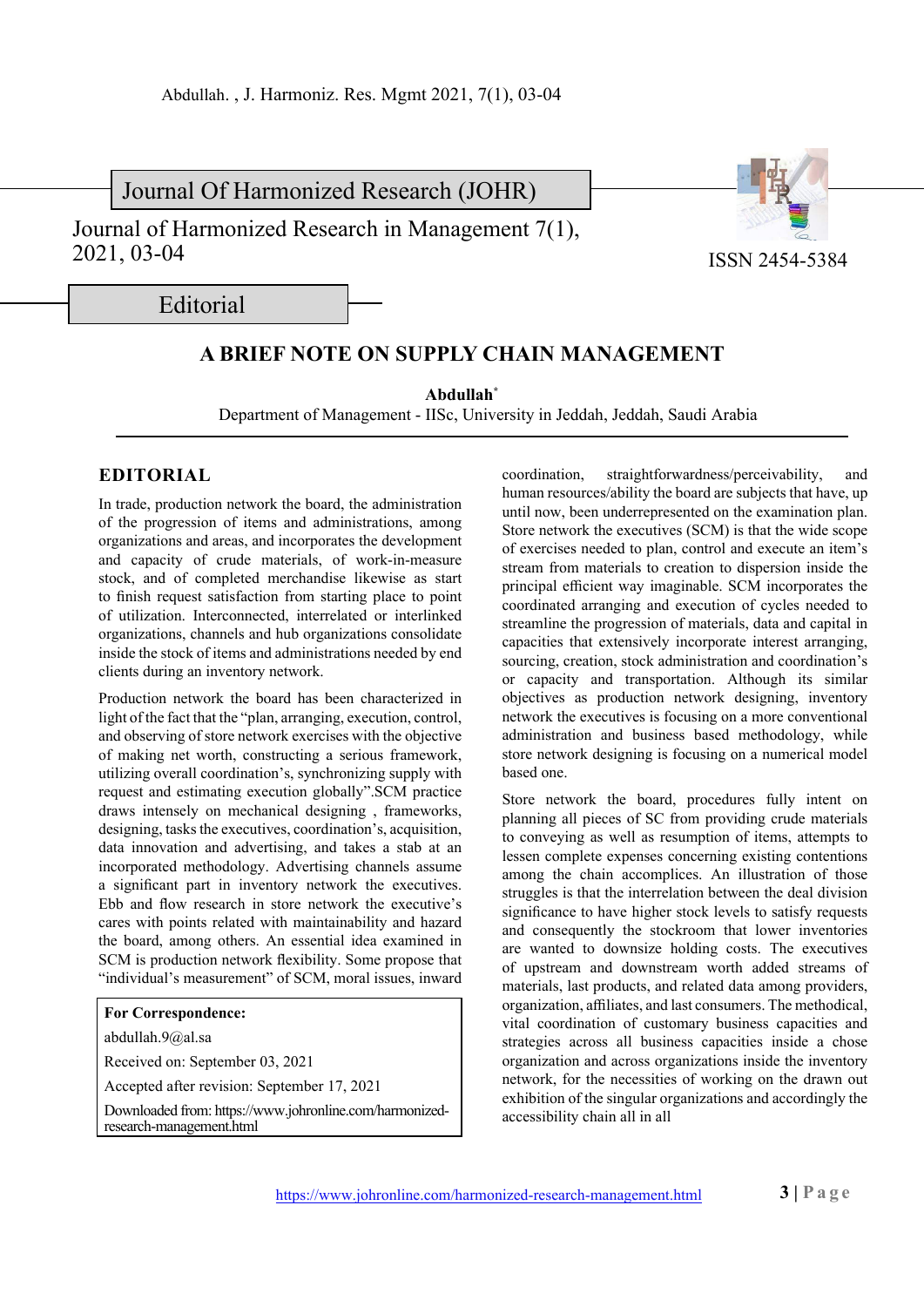Journal Of Harmonized Research (JOHR)

Journal of Harmonized Research in Management 7(1), 2021, 03-04

ISSN 2454-5384

Editorial

# A BRIEF NOTE ON SUPPLY CHAIN MANAGEMENT

**Abdullah***

Department of Management - IISc, University in Jeddah, Jeddah, Saudi Arabia

## EDITORIAL

In trade, production network the board, the administration of the progression of items and administrations, among organizations and areas, and incorporates the development and capacity of crude materials, of work-in-measure stock, and of completed merchandise likewise as start to finish request satisfaction from starting place to point of utilization. Interconnected, interrelated or interlinked organizations, channels and hub organizations consolidate inside the stock of items and administrations needed by end clients during an inventory network.

Production network the board has been characterized in light of the fact that the "plan, arranging, execution, control, and observing of store network exercises with the objective of making net worth, constructing a serious framework, utilizing overall coordination's, synchronizing supply with request and estimating execution globally".SCM practice draws intensely on mechanical designing , frameworks, designing, tasks the executives, coordination's, acquisition, data innovation and advertising, and takes a stab at an incorporated methodology. Advertising channels assume a significant part in inventory network the executives. Ebb and flow research in store network the executive's cares with points related with maintainability and hazard the board, among others. An essential idea examined in SCM is production network flexibility. Some propose that "individual's measurement" of SCM, moral issues, inward coordination, straightforwardness/perceivability, and human resources/ability the board are subjects that have, up until now, been underrepresented on the examination plan. Store network the executives (SCM) is that the wide scope of exercises needed to plan, control and execute an item's stream from materials to creation to dispersion inside the principal efficient way imaginable. SCM incorporates the coordinated arranging and execution of cycles needed to streamline the progression of materials, data and capital in capacities that extensively incorporate interest arranging, sourcing, creation, stock administration and coordination's or capacity and transportation. Although its similar objectives as production network designing, inventory network the executives is focusing on a more conventional administration and business based methodology, while store network designing is focusing on a numerical model based one.

Store network the board, procedures fully intent on planning all pieces of SC from providing crude materials to conveying as well as resumption of items, attempts to lessen complete expenses concerning existing contentions among the chain accomplices. An illustration of those struggles is that the interrelation between the deal division significance to have higher stock levels to satisfy requests and consequently the stockroom that lower inventories are wanted to downsize holding costs. The executives of upstream and downstream worth added streams of materials, last products, and related data among providers, organization, affiliates, and last consumers. The methodical, vital coordination of customary business capacities and strategies across all business capacities inside a chose organization and across organizations inside the inventory network, for the necessities of working on the drawn out exhibition of the singular organizations and accordingly the accessibility chain all in all

**For Correspondence:**
abdullah.9@al.sa
Received on: September 03, 2021
Accepted after revision: September 17, 2021
Downloaded from: https://www.johronline.com/harmonized-research-management.html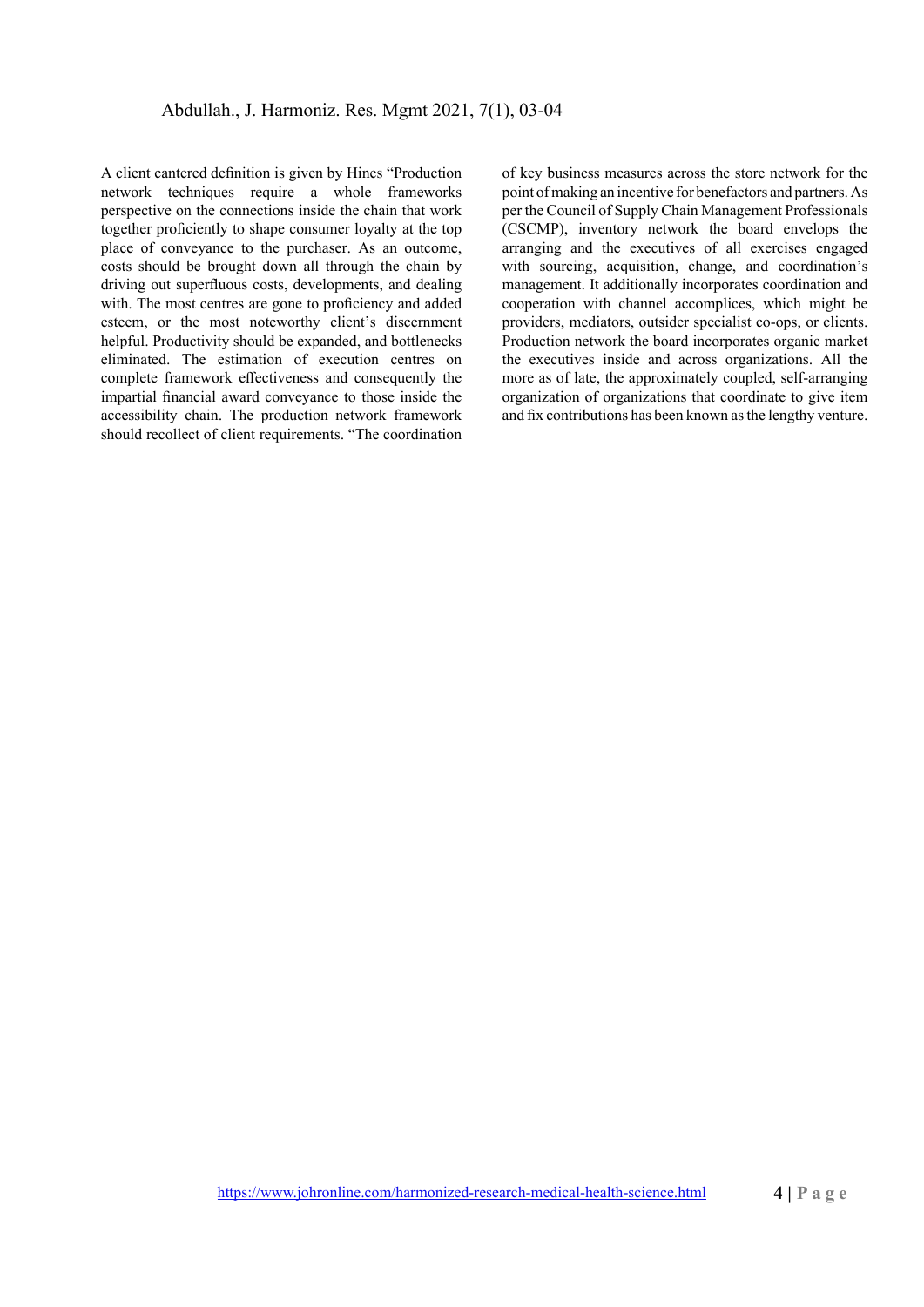A client cantered definition is given by Hines "Production network techniques require a whole frameworks perspective on the connections inside the chain that work together proficiently to shape consumer loyalty at the top place of conveyance to the purchaser. As an outcome, costs should be brought down all through the chain by driving out superfluous costs, developments, and dealing with. The most centres are gone to proficiency and added esteem, or the most noteworthy client's discernment helpful. Productivity should be expanded, and bottlenecks eliminated. The estimation of execution centres on complete framework effectiveness and consequently the impartial financial award conveyance to those inside the accessibility chain. The production network framework should recollect of client requirements. "The coordination of key business measures across the store network for the point of making an incentive for benefactors and partners. As per the Council of Supply Chain Management Professionals (CSCMP), inventory network the board envelops the arranging and the executives of all exercises engaged with sourcing, acquisition, change, and coordination's management. It additionally incorporates coordination and cooperation with channel accomplices, which might be providers, mediators, outsider specialist co-ops, or clients. Production network the board incorporates organic market the executives inside and across organizations. All the more as of late, the approximately coupled, self-arranging organization of organizations that coordinate to give item and fix contributions has been known as the lengthy venture.